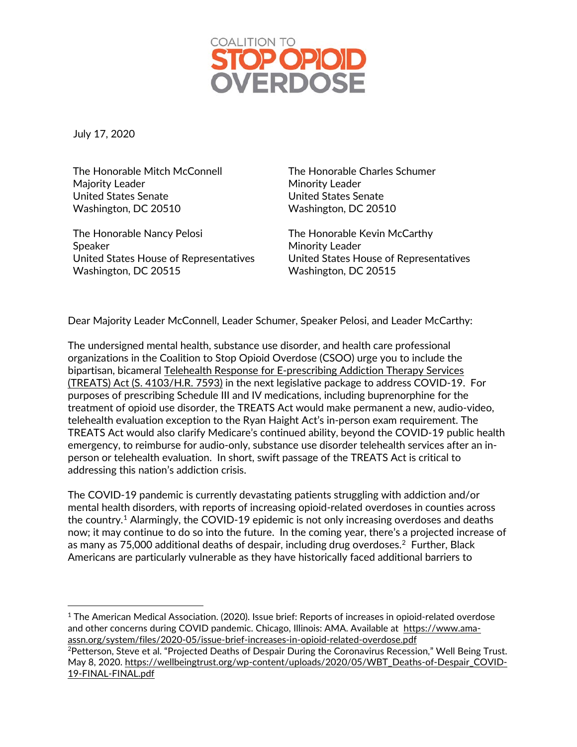COALITION TO **STOP OPIOID OVERDOSE**

July 17, 2020

The Honorable Mitch McConnell
Majority Leader
United States Senate
Washington, DC 20510

The Honorable Charles Schumer
Minority Leader
United States Senate
Washington, DC 20510

The Honorable Nancy Pelosi
Speaker
United States House of Representatives
Washington, DC 20515

The Honorable Kevin McCarthy
Minority Leader
United States House of Representatives
Washington, DC 20515

Dear Majority Leader McConnell, Leader Schumer, Speaker Pelosi, and Leader McCarthy:

The undersigned mental health, substance use disorder, and health care professional organizations in the Coalition to Stop Opioid Overdose (CSOO) urge you to include the bipartisan, bicameral Telehealth Response for E-prescribing Addiction Therapy Services (TREATS) Act (S. 4103/H.R. 7593) in the next legislative package to address COVID-19. For purposes of prescribing Schedule III and IV medications, including buprenorphine for the treatment of opioid use disorder, the TREATS Act would make permanent a new, audio-video, telehealth evaluation exception to the Ryan Haight Act's in-person exam requirement. The TREATS Act would also clarify Medicare's continued ability, beyond the COVID-19 public health emergency, to reimburse for audio-only, substance use disorder telehealth services after an in-person or telehealth evaluation. In short, swift passage of the TREATS Act is critical to addressing this nation's addiction crisis.

The COVID-19 pandemic is currently devastating patients struggling with addiction and/or mental health disorders, with reports of increasing opioid-related overdoses in counties across the country.[1] Alarmingly, the COVID-19 epidemic is not only increasing overdoses and deaths now; it may continue to do so into the future. In the coming year, there's a projected increase of as many as 75,000 additional deaths of despair, including drug overdoses.[2] Further, Black Americans are particularly vulnerable as they have historically faced additional barriers to

---

[1] The American Medical Association. (2020). Issue brief: Reports of increases in opioid-related overdose and other concerns during COVID pandemic. Chicago, Illinois: AMA. Available at https://www.ama-assn.org/system/files/2020-05/issue-brief-increases-in-opioid-related-overdose.pdf

[2] Petterson, Steve et al. "Projected Deaths of Despair During the Coronavirus Recession," Well Being Trust. May 8, 2020. https://wellbeingtrust.org/wp-content/uploads/2020/05/WBT_Deaths-of-Despair_COVID-19-FINAL-FINAL.pdf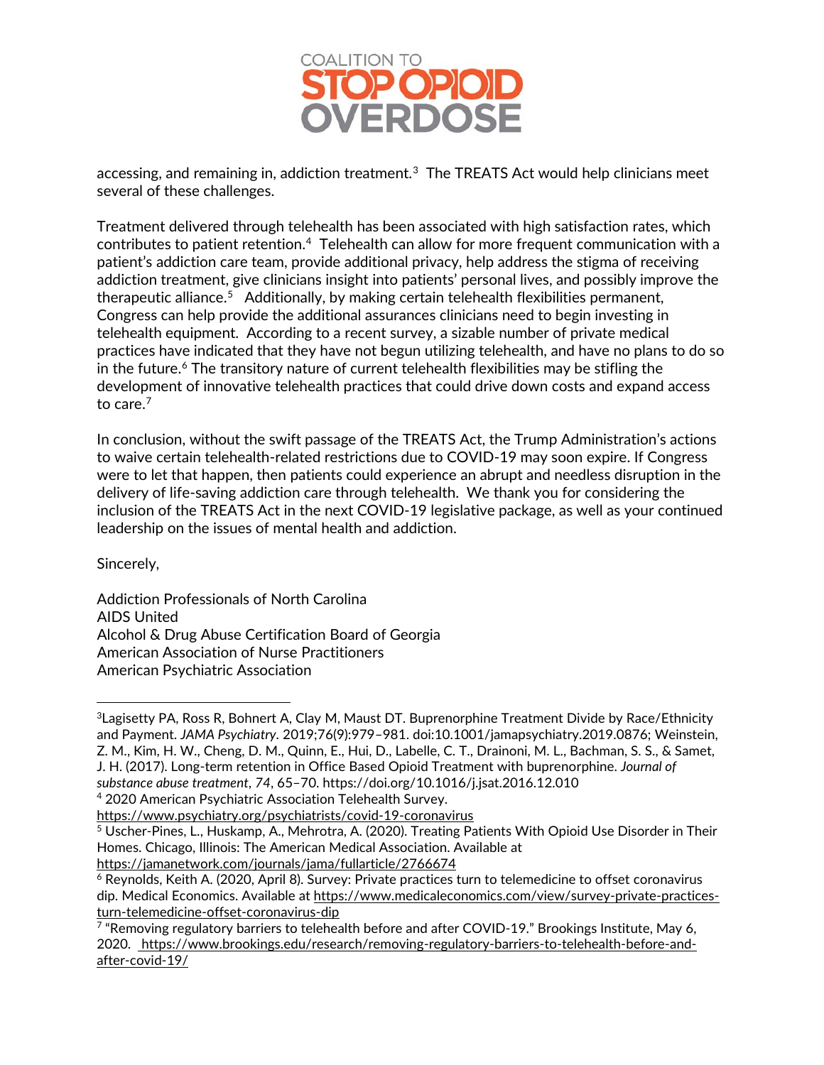accessing, and remaining in, addiction treatment.[3] The TREATS Act would help clinicians meet several of these challenges.

Treatment delivered through telehealth has been associated with high satisfaction rates, which contributes to patient retention.[4] Telehealth can allow for more frequent communication with a patient's addiction care team, provide additional privacy, help address the stigma of receiving addiction treatment, give clinicians insight into patients' personal lives, and possibly improve the therapeutic alliance.[5] Additionally, by making certain telehealth flexibilities permanent, Congress can help provide the additional assurances clinicians need to begin investing in telehealth equipment. According to a recent survey, a sizable number of private medical practices have indicated that they have not begun utilizing telehealth, and have no plans to do so in the future.[6] The transitory nature of current telehealth flexibilities may be stifling the development of innovative telehealth practices that could drive down costs and expand access to care.[7]

In conclusion, without the swift passage of the TREATS Act, the Trump Administration's actions to waive certain telehealth-related restrictions due to COVID-19 may soon expire. If Congress were to let that happen, then patients could experience an abrupt and needless disruption in the delivery of life-saving addiction care through telehealth. We thank you for considering the inclusion of the TREATS Act in the next COVID-19 legislative package, as well as your continued leadership on the issues of mental health and addiction.

Sincerely,

Addiction Professionals of North Carolina
AIDS United
Alcohol & Drug Abuse Certification Board of Georgia
American Association of Nurse Practitioners
American Psychiatric Association

---

[3] Lagisetty PA, Ross R, Bohnert A, Clay M, Maust DT. Buprenorphine Treatment Divide by Race/Ethnicity and Payment. *JAMA Psychiatry*. 2019;76(9):979–981. doi:10.1001/jamapsychiatry.2019.0876; Weinstein, Z. M., Kim, H. W., Cheng, D. M., Quinn, E., Hui, D., Labelle, C. T., Drainoni, M. L., Bachman, S. S., & Samet, J. H. (2017). Long-term retention in Office Based Opioid Treatment with buprenorphine. *Journal of substance abuse treatment*, *74*, 65–70. https://doi.org/10.1016/j.jsat.2016.12.010

[4] 2020 American Psychiatric Association Telehealth Survey. https://www.psychiatry.org/psychiatrists/covid-19-coronavirus

[5] Uscher-Pines, L., Huskamp, A., Mehrotra, A. (2020). Treating Patients With Opioid Use Disorder in Their Homes. Chicago, Illinois: The American Medical Association. Available at https://jamanetwork.com/journals/jama/fullarticle/2766674

[6] Reynolds, Keith A. (2020, April 8). Survey: Private practices turn to telemedicine to offset coronavirus dip. Medical Economics. Available at https://www.medicaleconomics.com/view/survey-private-practices-turn-telemedicine-offset-coronavirus-dip

[7] "Removing regulatory barriers to telehealth before and after COVID-19." Brookings Institute, May 6, 2020. https://www.brookings.edu/research/removing-regulatory-barriers-to-telehealth-before-and-after-covid-19/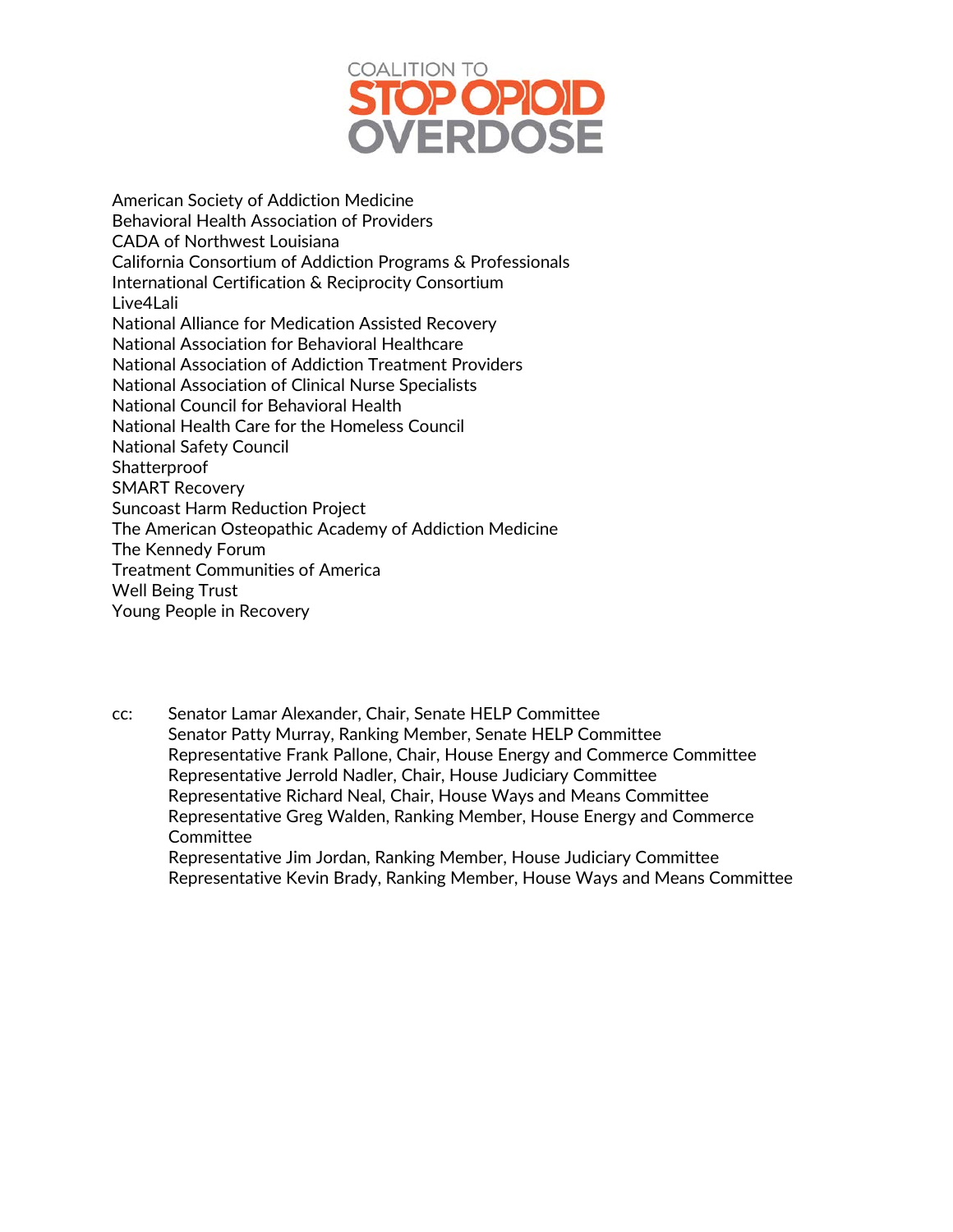COALITION TO
STOP OPIOID
OVERDOSE

American Society of Addiction Medicine
Behavioral Health Association of Providers
CADA of Northwest Louisiana
California Consortium of Addiction Programs & Professionals
International Certification & Reciprocity Consortium
Live4Lali
National Alliance for Medication Assisted Recovery
National Association for Behavioral Healthcare
National Association of Addiction Treatment Providers
National Association of Clinical Nurse Specialists
National Council for Behavioral Health
National Health Care for the Homeless Council
National Safety Council
Shatterproof
SMART Recovery
Suncoast Harm Reduction Project
The American Osteopathic Academy of Addiction Medicine
The Kennedy Forum
Treatment Communities of America
Well Being Trust
Young People in Recovery

cc: Senator Lamar Alexander, Chair, Senate HELP Committee
Senator Patty Murray, Ranking Member, Senate HELP Committee
Representative Frank Pallone, Chair, House Energy and Commerce Committee
Representative Jerrold Nadler, Chair, House Judiciary Committee
Representative Richard Neal, Chair, House Ways and Means Committee
Representative Greg Walden, Ranking Member, House Energy and Commerce Committee
Representative Jim Jordan, Ranking Member, House Judiciary Committee
Representative Kevin Brady, Ranking Member, House Ways and Means Committee